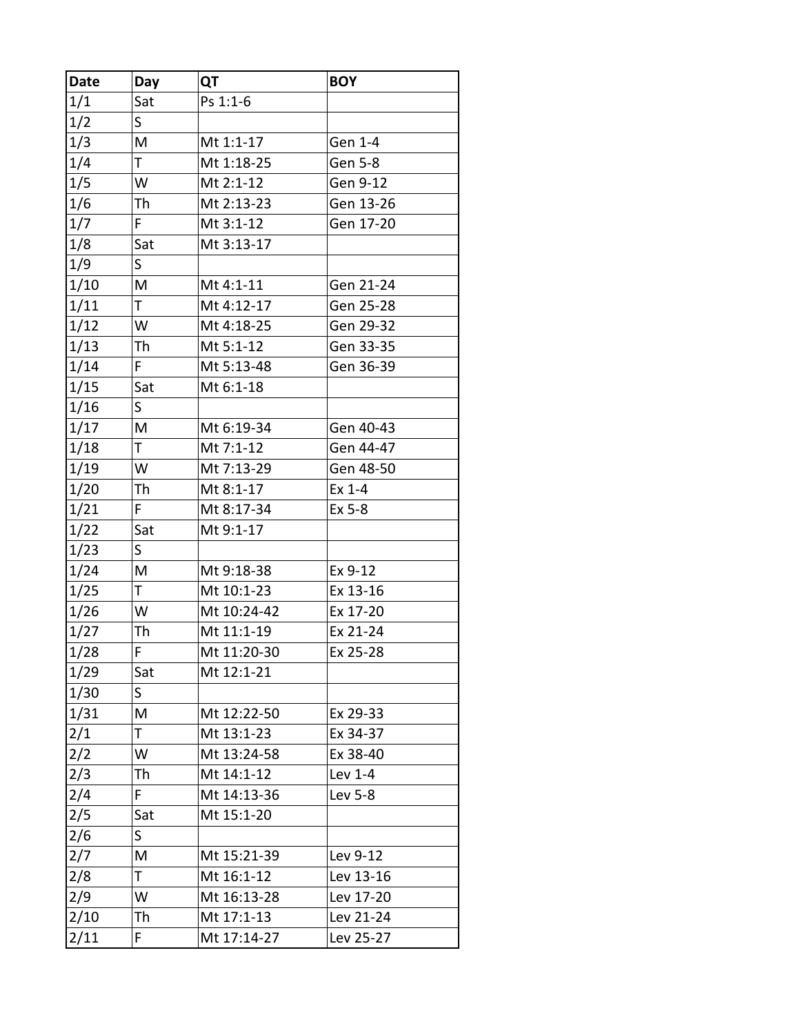| Date | Day | QT | BOY |
| --- | --- | --- | --- |
| 1/1 | Sat | Ps 1:1-6 | |
| 1/2 | S | | |
| 1/3 | M | Mt 1:1-17 | Gen 1-4 |
| 1/4 | T | Mt 1:18-25 | Gen 5-8 |
| 1/5 | W | Mt 2:1-12 | Gen 9-12 |
| 1/6 | Th | Mt 2:13-23 | Gen 13-26 |
| 1/7 | F | Mt 3:1-12 | Gen 17-20 |
| 1/8 | Sat | Mt 3:13-17 | |
| 1/9 | S | | |
| 1/10 | M | Mt 4:1-11 | Gen 21-24 |
| 1/11 | T | Mt 4:12-17 | Gen 25-28 |
| 1/12 | W | Mt 4:18-25 | Gen 29-32 |
| 1/13 | Th | Mt 5:1-12 | Gen 33-35 |
| 1/14 | F | Mt 5:13-48 | Gen 36-39 |
| 1/15 | Sat | Mt 6:1-18 | |
| 1/16 | S | | |
| 1/17 | M | Mt 6:19-34 | Gen 40-43 |
| 1/18 | T | Mt 7:1-12 | Gen 44-47 |
| 1/19 | W | Mt 7:13-29 | Gen 48-50 |
| 1/20 | Th | Mt 8:1-17 | Ex 1-4 |
| 1/21 | F | Mt 8:17-34 | Ex 5-8 |
| 1/22 | Sat | Mt 9:1-17 | |
| 1/23 | S | | |
| 1/24 | M | Mt 9:18-38 | Ex 9-12 |
| 1/25 | T | Mt 10:1-23 | Ex 13-16 |
| 1/26 | W | Mt 10:24-42 | Ex 17-20 |
| 1/27 | Th | Mt 11:1-19 | Ex 21-24 |
| 1/28 | F | Mt 11:20-30 | Ex 25-28 |
| 1/29 | Sat | Mt 12:1-21 | |
| 1/30 | S | | |
| 1/31 | M | Mt 12:22-50 | Ex 29-33 |
| 2/1 | T | Mt 13:1-23 | Ex 34-37 |
| 2/2 | W | Mt 13:24-58 | Ex 38-40 |
| 2/3 | Th | Mt 14:1-12 | Lev 1-4 |
| 2/4 | F | Mt 14:13-36 | Lev 5-8 |
| 2/5 | Sat | Mt 15:1-20 | |
| 2/6 | S | | |
| 2/7 | M | Mt 15:21-39 | Lev 9-12 |
| 2/8 | T | Mt 16:1-12 | Lev 13-16 |
| 2/9 | W | Mt 16:13-28 | Lev 17-20 |
| 2/10 | Th | Mt 17:1-13 | Lev 21-24 |
| 2/11 | F | Mt 17:14-27 | Lev 25-27 |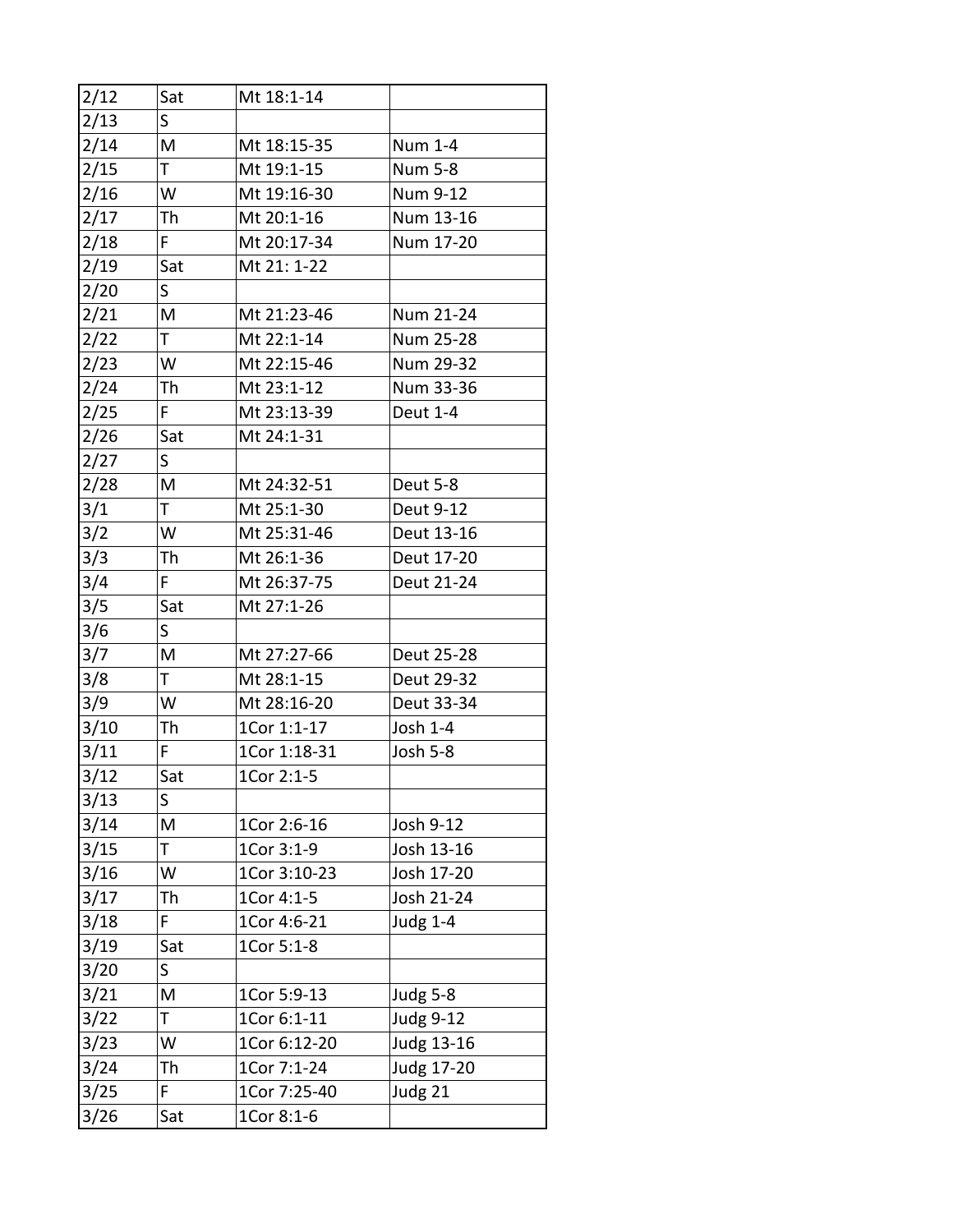|  |  |  |  |
|---|---|---|---|
| 2/12 | Sat | Mt 18:1-14 |  |
| 2/13 | S |  |  |
| 2/14 | M | Mt 18:15-35 | Num 1-4 |
| 2/15 | T | Mt 19:1-15 | Num 5-8 |
| 2/16 | W | Mt 19:16-30 | Num 9-12 |
| 2/17 | Th | Mt 20:1-16 | Num 13-16 |
| 2/18 | F | Mt 20:17-34 | Num 17-20 |
| 2/19 | Sat | Mt 21: 1-22 |  |
| 2/20 | S |  |  |
| 2/21 | M | Mt 21:23-46 | Num 21-24 |
| 2/22 | T | Mt 22:1-14 | Num 25-28 |
| 2/23 | W | Mt 22:15-46 | Num 29-32 |
| 2/24 | Th | Mt 23:1-12 | Num 33-36 |
| 2/25 | F | Mt 23:13-39 | Deut 1-4 |
| 2/26 | Sat | Mt 24:1-31 |  |
| 2/27 | S |  |  |
| 2/28 | M | Mt 24:32-51 | Deut 5-8 |
| 3/1 | T | Mt 25:1-30 | Deut 9-12 |
| 3/2 | W | Mt 25:31-46 | Deut 13-16 |
| 3/3 | Th | Mt 26:1-36 | Deut 17-20 |
| 3/4 | F | Mt 26:37-75 | Deut 21-24 |
| 3/5 | Sat | Mt 27:1-26 |  |
| 3/6 | S |  |  |
| 3/7 | M | Mt 27:27-66 | Deut 25-28 |
| 3/8 | T | Mt 28:1-15 | Deut 29-32 |
| 3/9 | W | Mt 28:16-20 | Deut 33-34 |
| 3/10 | Th | 1Cor 1:1-17 | Josh 1-4 |
| 3/11 | F | 1Cor 1:18-31 | Josh 5-8 |
| 3/12 | Sat | 1Cor 2:1-5 |  |
| 3/13 | S |  |  |
| 3/14 | M | 1Cor 2:6-16 | Josh 9-12 |
| 3/15 | T | 1Cor 3:1-9 | Josh 13-16 |
| 3/16 | W | 1Cor 3:10-23 | Josh 17-20 |
| 3/17 | Th | 1Cor 4:1-5 | Josh 21-24 |
| 3/18 | F | 1Cor 4:6-21 | Judg 1-4 |
| 3/19 | Sat | 1Cor 5:1-8 |  |
| 3/20 | S |  |  |
| 3/21 | M | 1Cor 5:9-13 | Judg 5-8 |
| 3/22 | T | 1Cor 6:1-11 | Judg 9-12 |
| 3/23 | W | 1Cor 6:12-20 | Judg 13-16 |
| 3/24 | Th | 1Cor 7:1-24 | Judg 17-20 |
| 3/25 | F | 1Cor 7:25-40 | Judg 21 |
| 3/26 | Sat | 1Cor 8:1-6 |  |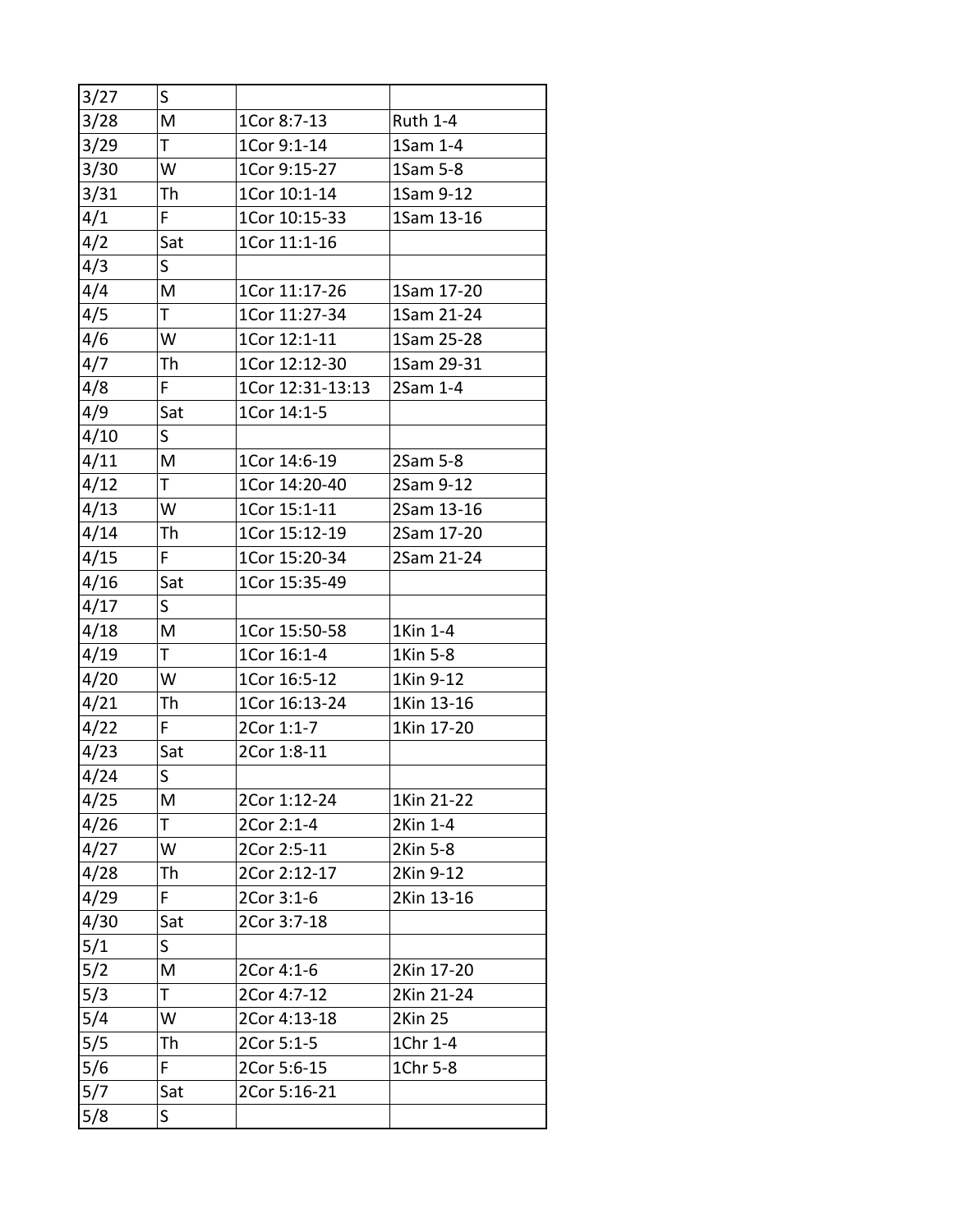| 3/27 | S | | |
|---|---|---|---|
| 3/28 | M | 1Cor 8:7-13 | Ruth 1-4 |
| 3/29 | T | 1Cor 9:1-14 | 1Sam 1-4 |
| 3/30 | W | 1Cor 9:15-27 | 1Sam 5-8 |
| 3/31 | Th | 1Cor 10:1-14 | 1Sam 9-12 |
| 4/1 | F | 1Cor 10:15-33 | 1Sam 13-16 |
| 4/2 | Sat | 1Cor 11:1-16 | |
| 4/3 | S | | |
| 4/4 | M | 1Cor 11:17-26 | 1Sam 17-20 |
| 4/5 | T | 1Cor 11:27-34 | 1Sam 21-24 |
| 4/6 | W | 1Cor 12:1-11 | 1Sam 25-28 |
| 4/7 | Th | 1Cor 12:12-30 | 1Sam 29-31 |
| 4/8 | F | 1Cor 12:31-13:13 | 2Sam 1-4 |
| 4/9 | Sat | 1Cor 14:1-5 | |
| 4/10 | S | | |
| 4/11 | M | 1Cor 14:6-19 | 2Sam 5-8 |
| 4/12 | T | 1Cor 14:20-40 | 2Sam 9-12 |
| 4/13 | W | 1Cor 15:1-11 | 2Sam 13-16 |
| 4/14 | Th | 1Cor 15:12-19 | 2Sam 17-20 |
| 4/15 | F | 1Cor 15:20-34 | 2Sam 21-24 |
| 4/16 | Sat | 1Cor 15:35-49 | |
| 4/17 | S | | |
| 4/18 | M | 1Cor 15:50-58 | 1Kin 1-4 |
| 4/19 | T | 1Cor 16:1-4 | 1Kin 5-8 |
| 4/20 | W | 1Cor 16:5-12 | 1Kin 9-12 |
| 4/21 | Th | 1Cor 16:13-24 | 1Kin 13-16 |
| 4/22 | F | 2Cor 1:1-7 | 1Kin 17-20 |
| 4/23 | Sat | 2Cor 1:8-11 | |
| 4/24 | S | | |
| 4/25 | M | 2Cor 1:12-24 | 1Kin 21-22 |
| 4/26 | T | 2Cor 2:1-4 | 2Kin 1-4 |
| 4/27 | W | 2Cor 2:5-11 | 2Kin 5-8 |
| 4/28 | Th | 2Cor 2:12-17 | 2Kin 9-12 |
| 4/29 | F | 2Cor 3:1-6 | 2Kin 13-16 |
| 4/30 | Sat | 2Cor 3:7-18 | |
| 5/1 | S | | |
| 5/2 | M | 2Cor 4:1-6 | 2Kin 17-20 |
| 5/3 | T | 2Cor 4:7-12 | 2Kin 21-24 |
| 5/4 | W | 2Cor 4:13-18 | 2Kin 25 |
| 5/5 | Th | 2Cor 5:1-5 | 1Chr 1-4 |
| 5/6 | F | 2Cor 5:6-15 | 1Chr 5-8 |
| 5/7 | Sat | 2Cor 5:16-21 | |
| 5/8 | S | | |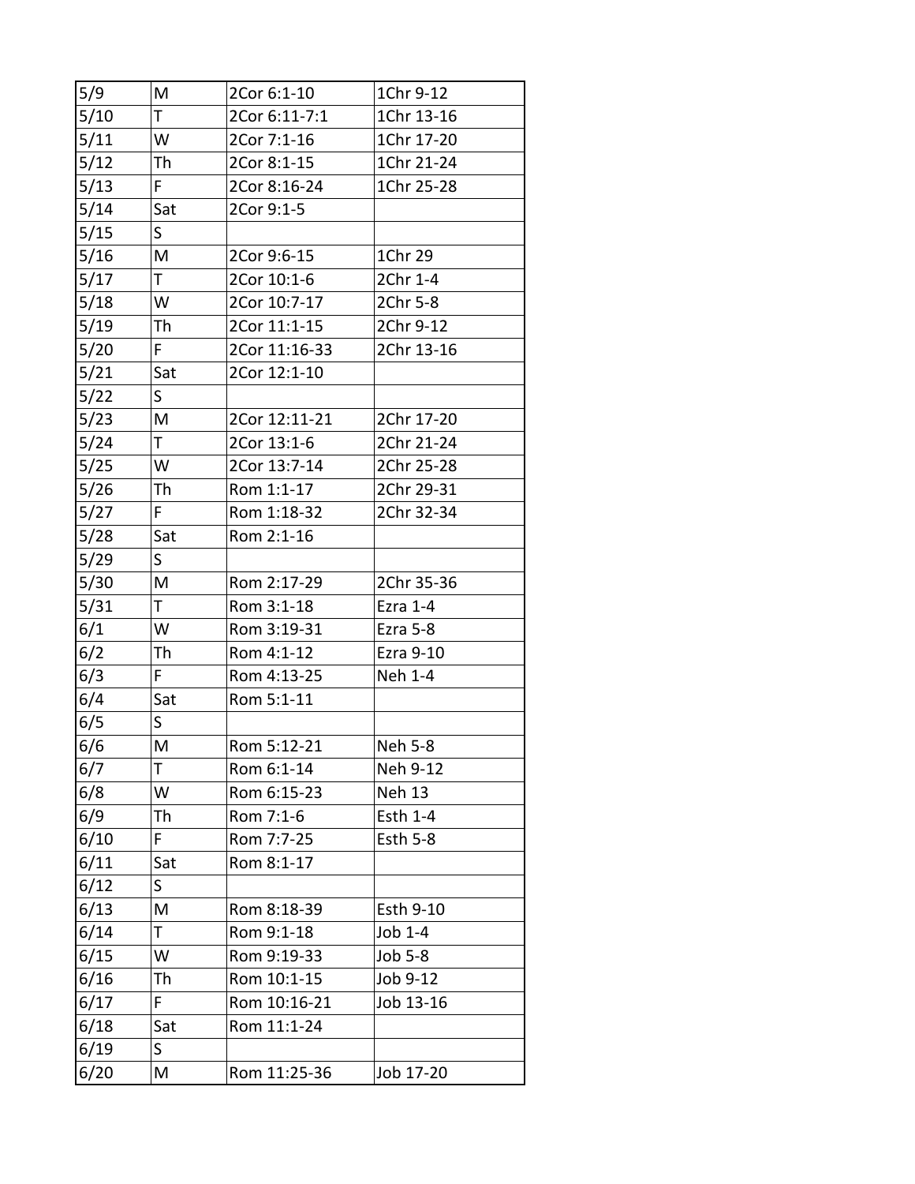| 5/9 | M | 2Cor 6:1-10 | 1Chr 9-12 |
|---|---|---|---|
| 5/10 | T | 2Cor 6:11-7:1 | 1Chr 13-16 |
| 5/11 | W | 2Cor 7:1-16 | 1Chr 17-20 |
| 5/12 | Th | 2Cor 8:1-15 | 1Chr 21-24 |
| 5/13 | F | 2Cor 8:16-24 | 1Chr 25-28 |
| 5/14 | Sat | 2Cor 9:1-5 | |
| 5/15 | S | | |
| 5/16 | M | 2Cor 9:6-15 | 1Chr 29 |
| 5/17 | T | 2Cor 10:1-6 | 2Chr 1-4 |
| 5/18 | W | 2Cor 10:7-17 | 2Chr 5-8 |
| 5/19 | Th | 2Cor 11:1-15 | 2Chr 9-12 |
| 5/20 | F | 2Cor 11:16-33 | 2Chr 13-16 |
| 5/21 | Sat | 2Cor 12:1-10 | |
| 5/22 | S | | |
| 5/23 | M | 2Cor 12:11-21 | 2Chr 17-20 |
| 5/24 | T | 2Cor 13:1-6 | 2Chr 21-24 |
| 5/25 | W | 2Cor 13:7-14 | 2Chr 25-28 |
| 5/26 | Th | Rom 1:1-17 | 2Chr 29-31 |
| 5/27 | F | Rom 1:18-32 | 2Chr 32-34 |
| 5/28 | Sat | Rom 2:1-16 | |
| 5/29 | S | | |
| 5/30 | M | Rom 2:17-29 | 2Chr 35-36 |
| 5/31 | T | Rom 3:1-18 | Ezra 1-4 |
| 6/1 | W | Rom 3:19-31 | Ezra 5-8 |
| 6/2 | Th | Rom 4:1-12 | Ezra 9-10 |
| 6/3 | F | Rom 4:13-25 | Neh 1-4 |
| 6/4 | Sat | Rom 5:1-11 | |
| 6/5 | S | | |
| 6/6 | M | Rom 5:12-21 | Neh 5-8 |
| 6/7 | T | Rom 6:1-14 | Neh 9-12 |
| 6/8 | W | Rom 6:15-23 | Neh 13 |
| 6/9 | Th | Rom 7:1-6 | Esth 1-4 |
| 6/10 | F | Rom 7:7-25 | Esth 5-8 |
| 6/11 | Sat | Rom 8:1-17 | |
| 6/12 | S | | |
| 6/13 | M | Rom 8:18-39 | Esth 9-10 |
| 6/14 | T | Rom 9:1-18 | Job 1-4 |
| 6/15 | W | Rom 9:19-33 | Job 5-8 |
| 6/16 | Th | Rom 10:1-15 | Job 9-12 |
| 6/17 | F | Rom 10:16-21 | Job 13-16 |
| 6/18 | Sat | Rom 11:1-24 | |
| 6/19 | S | | |
| 6/20 | M | Rom 11:25-36 | Job 17-20 |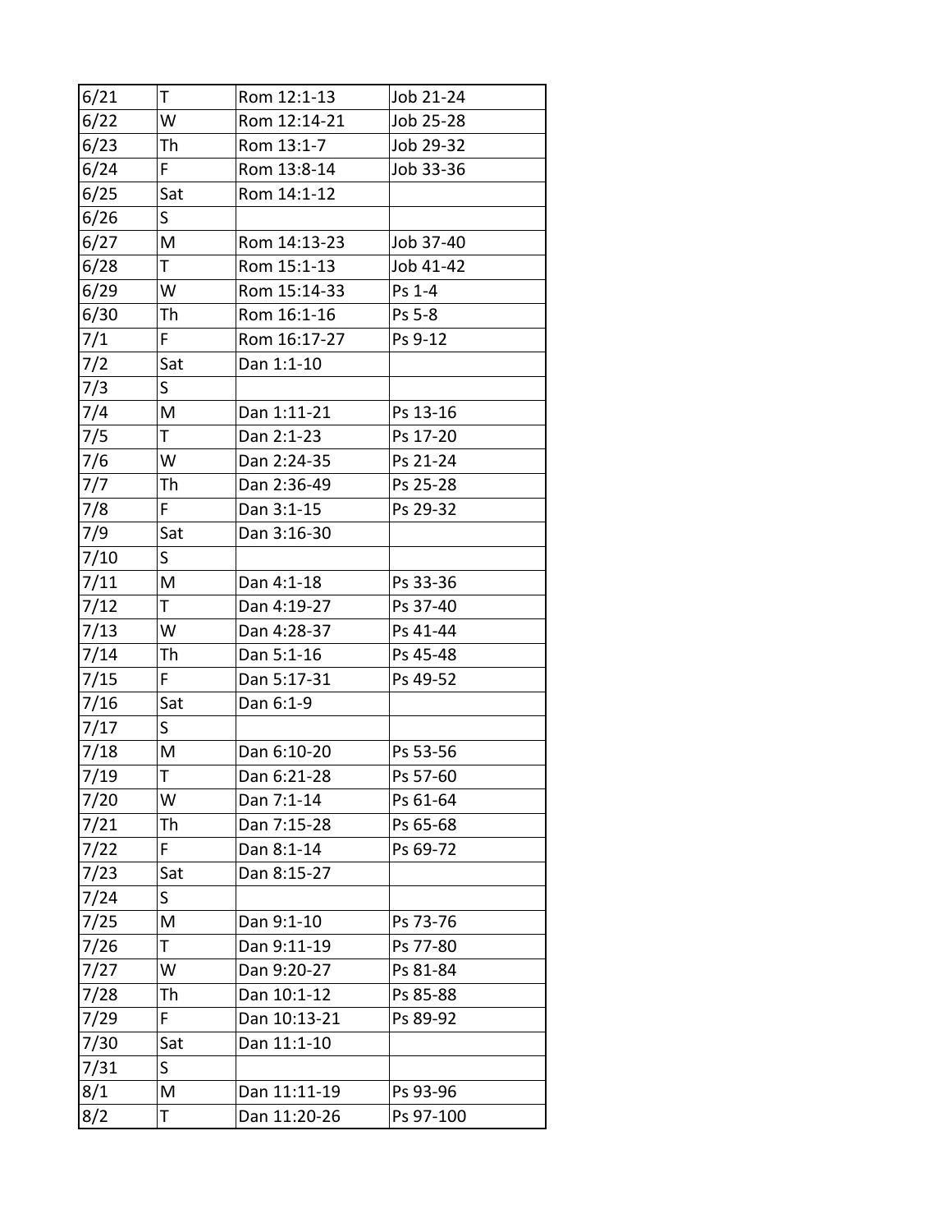| 6/21 | T | Rom 12:1-13 | Job 21-24 |
|---|---|---|---|
| 6/22 | W | Rom 12:14-21 | Job 25-28 |
| 6/23 | Th | Rom 13:1-7 | Job 29-32 |
| 6/24 | F | Rom 13:8-14 | Job 33-36 |
| 6/25 | Sat | Rom 14:1-12 | |
| 6/26 | S | | |
| 6/27 | M | Rom 14:13-23 | Job 37-40 |
| 6/28 | T | Rom 15:1-13 | Job 41-42 |
| 6/29 | W | Rom 15:14-33 | Ps 1-4 |
| 6/30 | Th | Rom 16:1-16 | Ps 5-8 |
| 7/1 | F | Rom 16:17-27 | Ps 9-12 |
| 7/2 | Sat | Dan 1:1-10 | |
| 7/3 | S | | |
| 7/4 | M | Dan 1:11-21 | Ps 13-16 |
| 7/5 | T | Dan 2:1-23 | Ps 17-20 |
| 7/6 | W | Dan 2:24-35 | Ps 21-24 |
| 7/7 | Th | Dan 2:36-49 | Ps 25-28 |
| 7/8 | F | Dan 3:1-15 | Ps 29-32 |
| 7/9 | Sat | Dan 3:16-30 | |
| 7/10 | S | | |
| 7/11 | M | Dan 4:1-18 | Ps 33-36 |
| 7/12 | T | Dan 4:19-27 | Ps 37-40 |
| 7/13 | W | Dan 4:28-37 | Ps 41-44 |
| 7/14 | Th | Dan 5:1-16 | Ps 45-48 |
| 7/15 | F | Dan 5:17-31 | Ps 49-52 |
| 7/16 | Sat | Dan 6:1-9 | |
| 7/17 | S | | |
| 7/18 | M | Dan 6:10-20 | Ps 53-56 |
| 7/19 | T | Dan 6:21-28 | Ps 57-60 |
| 7/20 | W | Dan 7:1-14 | Ps 61-64 |
| 7/21 | Th | Dan 7:15-28 | Ps 65-68 |
| 7/22 | F | Dan 8:1-14 | Ps 69-72 |
| 7/23 | Sat | Dan 8:15-27 | |
| 7/24 | S | | |
| 7/25 | M | Dan 9:1-10 | Ps 73-76 |
| 7/26 | T | Dan 9:11-19 | Ps 77-80 |
| 7/27 | W | Dan 9:20-27 | Ps 81-84 |
| 7/28 | Th | Dan 10:1-12 | Ps 85-88 |
| 7/29 | F | Dan 10:13-21 | Ps 89-92 |
| 7/30 | Sat | Dan 11:1-10 | |
| 7/31 | S | | |
| 8/1 | M | Dan 11:11-19 | Ps 93-96 |
| 8/2 | T | Dan 11:20-26 | Ps 97-100 |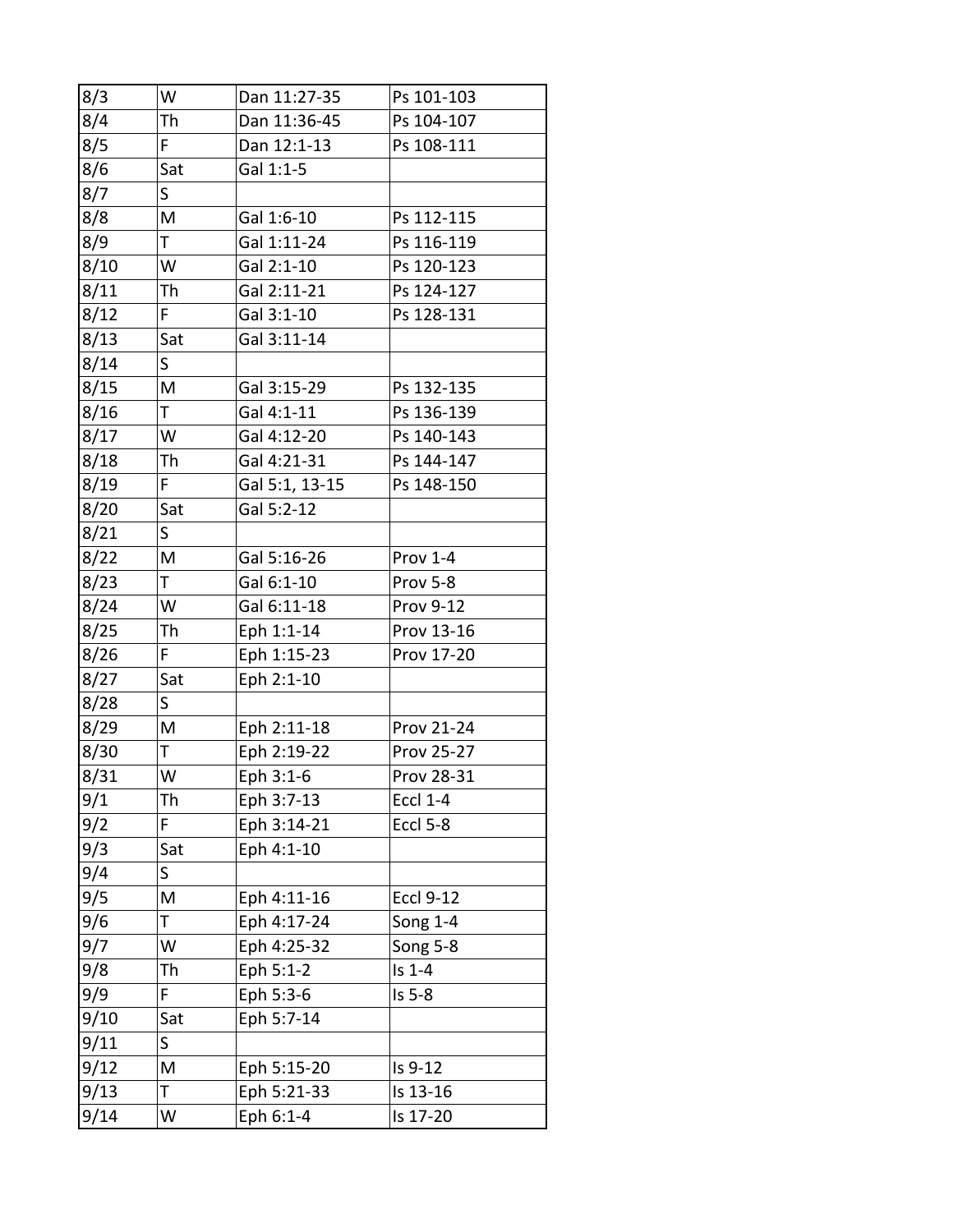| 8/3 | W | Dan 11:27-35 | Ps 101-103 |
|---|---|---|---|
| 8/4 | Th | Dan 11:36-45 | Ps 104-107 |
| 8/5 | F | Dan 12:1-13 | Ps 108-111 |
| 8/6 | Sat | Gal 1:1-5 | |
| 8/7 | S | | |
| 8/8 | M | Gal 1:6-10 | Ps 112-115 |
| 8/9 | T | Gal 1:11-24 | Ps 116-119 |
| 8/10 | W | Gal 2:1-10 | Ps 120-123 |
| 8/11 | Th | Gal 2:11-21 | Ps 124-127 |
| 8/12 | F | Gal 3:1-10 | Ps 128-131 |
| 8/13 | Sat | Gal 3:11-14 | |
| 8/14 | S | | |
| 8/15 | M | Gal 3:15-29 | Ps 132-135 |
| 8/16 | T | Gal 4:1-11 | Ps 136-139 |
| 8/17 | W | Gal 4:12-20 | Ps 140-143 |
| 8/18 | Th | Gal 4:21-31 | Ps 144-147 |
| 8/19 | F | Gal 5:1, 13-15 | Ps 148-150 |
| 8/20 | Sat | Gal 5:2-12 | |
| 8/21 | S | | |
| 8/22 | M | Gal 5:16-26 | Prov 1-4 |
| 8/23 | T | Gal 6:1-10 | Prov 5-8 |
| 8/24 | W | Gal 6:11-18 | Prov 9-12 |
| 8/25 | Th | Eph 1:1-14 | Prov 13-16 |
| 8/26 | F | Eph 1:15-23 | Prov 17-20 |
| 8/27 | Sat | Eph 2:1-10 | |
| 8/28 | S | | |
| 8/29 | M | Eph 2:11-18 | Prov 21-24 |
| 8/30 | T | Eph 2:19-22 | Prov 25-27 |
| 8/31 | W | Eph 3:1-6 | Prov 28-31 |
| 9/1 | Th | Eph 3:7-13 | Eccl 1-4 |
| 9/2 | F | Eph 3:14-21 | Eccl 5-8 |
| 9/3 | Sat | Eph 4:1-10 | |
| 9/4 | S | | |
| 9/5 | M | Eph 4:11-16 | Eccl 9-12 |
| 9/6 | T | Eph 4:17-24 | Song 1-4 |
| 9/7 | W | Eph 4:25-32 | Song 5-8 |
| 9/8 | Th | Eph 5:1-2 | Is 1-4 |
| 9/9 | F | Eph 5:3-6 | Is 5-8 |
| 9/10 | Sat | Eph 5:7-14 | |
| 9/11 | S | | |
| 9/12 | M | Eph 5:15-20 | Is 9-12 |
| 9/13 | T | Eph 5:21-33 | Is 13-16 |
| 9/14 | W | Eph 6:1-4 | Is 17-20 |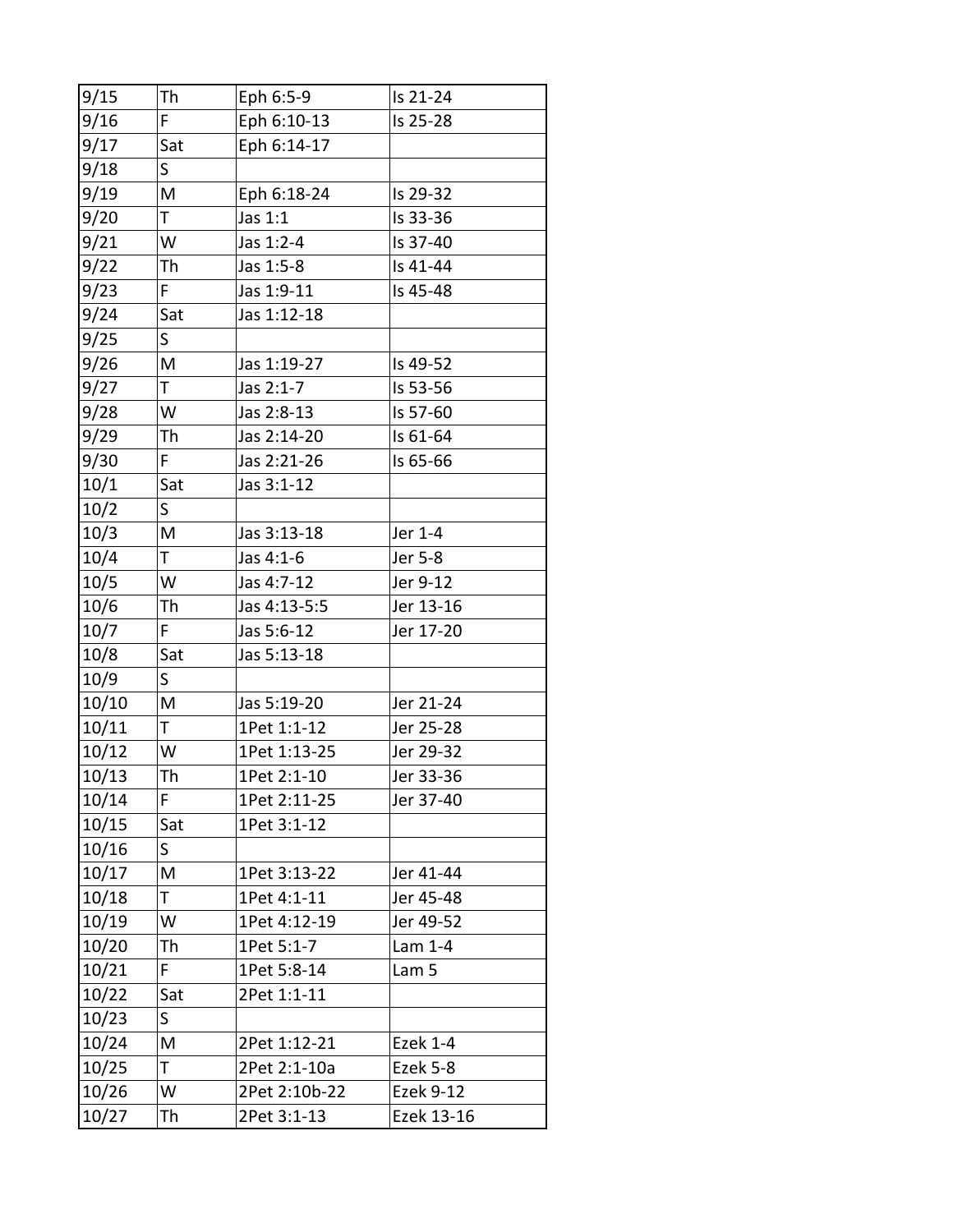| 9/15 | Th | Eph 6:5-9 | Is 21-24 |
|---|---|---|---|
| 9/16 | F | Eph 6:10-13 | Is 25-28 |
| 9/17 | Sat | Eph 6:14-17 | |
| 9/18 | S | | |
| 9/19 | M | Eph 6:18-24 | Is 29-32 |
| 9/20 | T | Jas 1:1 | Is 33-36 |
| 9/21 | W | Jas 1:2-4 | Is 37-40 |
| 9/22 | Th | Jas 1:5-8 | Is 41-44 |
| 9/23 | F | Jas 1:9-11 | Is 45-48 |
| 9/24 | Sat | Jas 1:12-18 | |
| 9/25 | S | | |
| 9/26 | M | Jas 1:19-27 | Is 49-52 |
| 9/27 | T | Jas 2:1-7 | Is 53-56 |
| 9/28 | W | Jas 2:8-13 | Is 57-60 |
| 9/29 | Th | Jas 2:14-20 | Is 61-64 |
| 9/30 | F | Jas 2:21-26 | Is 65-66 |
| 10/1 | Sat | Jas 3:1-12 | |
| 10/2 | S | | |
| 10/3 | M | Jas 3:13-18 | Jer 1-4 |
| 10/4 | T | Jas 4:1-6 | Jer 5-8 |
| 10/5 | W | Jas 4:7-12 | Jer 9-12 |
| 10/6 | Th | Jas 4:13-5:5 | Jer 13-16 |
| 10/7 | F | Jas 5:6-12 | Jer 17-20 |
| 10/8 | Sat | Jas 5:13-18 | |
| 10/9 | S | | |
| 10/10 | M | Jas 5:19-20 | Jer 21-24 |
| 10/11 | T | 1Pet 1:1-12 | Jer 25-28 |
| 10/12 | W | 1Pet 1:13-25 | Jer 29-32 |
| 10/13 | Th | 1Pet 2:1-10 | Jer 33-36 |
| 10/14 | F | 1Pet 2:11-25 | Jer 37-40 |
| 10/15 | Sat | 1Pet 3:1-12 | |
| 10/16 | S | | |
| 10/17 | M | 1Pet 3:13-22 | Jer 41-44 |
| 10/18 | T | 1Pet 4:1-11 | Jer 45-48 |
| 10/19 | W | 1Pet 4:12-19 | Jer 49-52 |
| 10/20 | Th | 1Pet 5:1-7 | Lam 1-4 |
| 10/21 | F | 1Pet 5:8-14 | Lam 5 |
| 10/22 | Sat | 2Pet 1:1-11 | |
| 10/23 | S | | |
| 10/24 | M | 2Pet 1:12-21 | Ezek 1-4 |
| 10/25 | T | 2Pet 2:1-10a | Ezek 5-8 |
| 10/26 | W | 2Pet 2:10b-22 | Ezek 9-12 |
| 10/27 | Th | 2Pet 3:1-13 | Ezek 13-16 |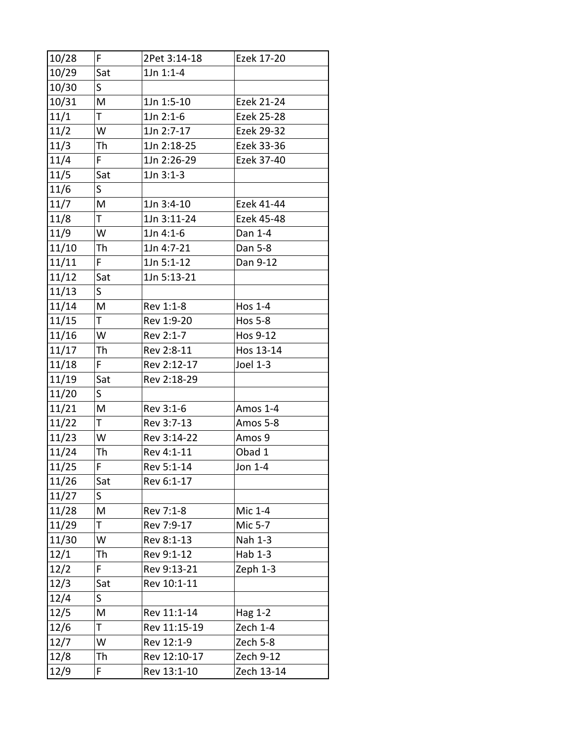| | | | |
|---|---|---|---|
| 10/28 | F | 2Pet 3:14-18 | Ezek 17-20 |
| 10/29 | Sat | 1Jn 1:1-4 | |
| 10/30 | S | | |
| 10/31 | M | 1Jn 1:5-10 | Ezek 21-24 |
| 11/1 | T | 1Jn 2:1-6 | Ezek 25-28 |
| 11/2 | W | 1Jn 2:7-17 | Ezek 29-32 |
| 11/3 | Th | 1Jn 2:18-25 | Ezek 33-36 |
| 11/4 | F | 1Jn 2:26-29 | Ezek 37-40 |
| 11/5 | Sat | 1Jn 3:1-3 | |
| 11/6 | S | | |
| 11/7 | M | 1Jn 3:4-10 | Ezek 41-44 |
| 11/8 | T | 1Jn 3:11-24 | Ezek 45-48 |
| 11/9 | W | 1Jn 4:1-6 | Dan 1-4 |
| 11/10 | Th | 1Jn 4:7-21 | Dan 5-8 |
| 11/11 | F | 1Jn 5:1-12 | Dan 9-12 |
| 11/12 | Sat | 1Jn 5:13-21 | |
| 11/13 | S | | |
| 11/14 | M | Rev 1:1-8 | Hos 1-4 |
| 11/15 | T | Rev 1:9-20 | Hos 5-8 |
| 11/16 | W | Rev 2:1-7 | Hos 9-12 |
| 11/17 | Th | Rev 2:8-11 | Hos 13-14 |
| 11/18 | F | Rev 2:12-17 | Joel 1-3 |
| 11/19 | Sat | Rev 2:18-29 | |
| 11/20 | S | | |
| 11/21 | M | Rev 3:1-6 | Amos 1-4 |
| 11/22 | T | Rev 3:7-13 | Amos 5-8 |
| 11/23 | W | Rev 3:14-22 | Amos 9 |
| 11/24 | Th | Rev 4:1-11 | Obad 1 |
| 11/25 | F | Rev 5:1-14 | Jon 1-4 |
| 11/26 | Sat | Rev 6:1-17 | |
| 11/27 | S | | |
| 11/28 | M | Rev 7:1-8 | Mic 1-4 |
| 11/29 | T | Rev 7:9-17 | Mic 5-7 |
| 11/30 | W | Rev 8:1-13 | Nah 1-3 |
| 12/1 | Th | Rev 9:1-12 | Hab 1-3 |
| 12/2 | F | Rev 9:13-21 | Zeph 1-3 |
| 12/3 | Sat | Rev 10:1-11 | |
| 12/4 | S | | |
| 12/5 | M | Rev 11:1-14 | Hag 1-2 |
| 12/6 | T | Rev 11:15-19 | Zech 1-4 |
| 12/7 | W | Rev 12:1-9 | Zech 5-8 |
| 12/8 | Th | Rev 12:10-17 | Zech 9-12 |
| 12/9 | F | Rev 13:1-10 | Zech 13-14 |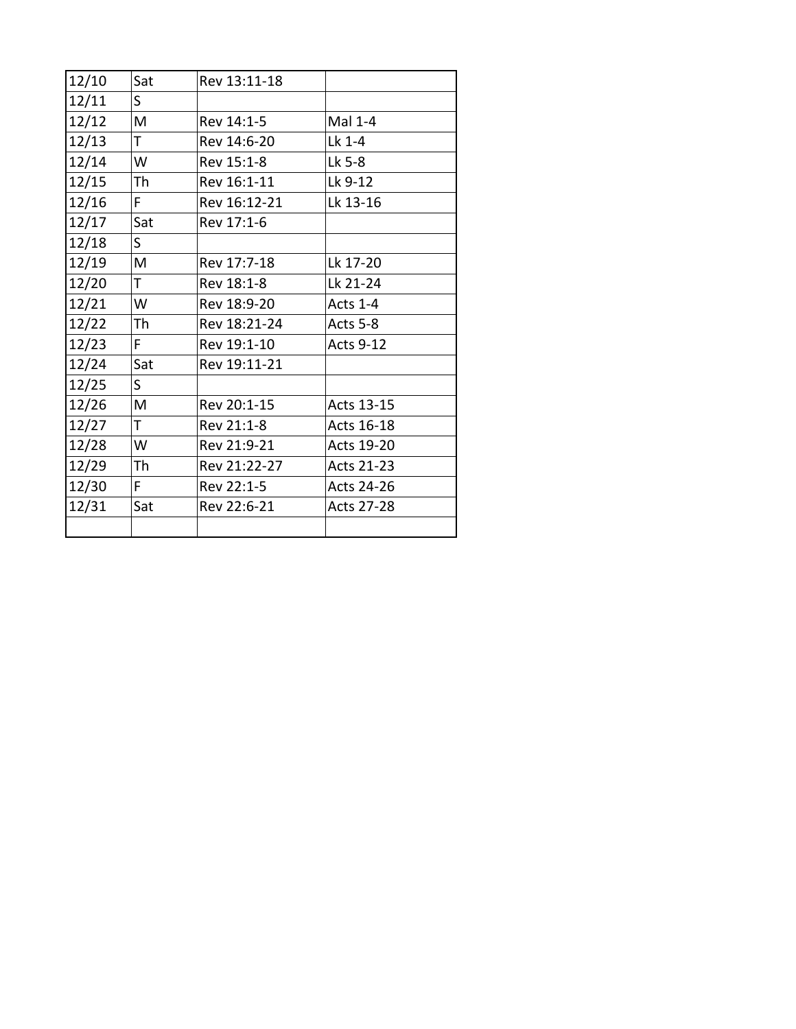| | | | |
|---|---|---|---|
| 12/10 | Sat | Rev 13:11-18 | |
| 12/11 | S | | |
| 12/12 | M | Rev 14:1-5 | Mal 1-4 |
| 12/13 | T | Rev 14:6-20 | Lk 1-4 |
| 12/14 | W | Rev 15:1-8 | Lk 5-8 |
| 12/15 | Th | Rev 16:1-11 | Lk 9-12 |
| 12/16 | F | Rev 16:12-21 | Lk 13-16 |
| 12/17 | Sat | Rev 17:1-6 | |
| 12/18 | S | | |
| 12/19 | M | Rev 17:7-18 | Lk 17-20 |
| 12/20 | T | Rev 18:1-8 | Lk 21-24 |
| 12/21 | W | Rev 18:9-20 | Acts 1-4 |
| 12/22 | Th | Rev 18:21-24 | Acts 5-8 |
| 12/23 | F | Rev 19:1-10 | Acts 9-12 |
| 12/24 | Sat | Rev 19:11-21 | |
| 12/25 | S | | |
| 12/26 | M | Rev 20:1-15 | Acts 13-15 |
| 12/27 | T | Rev 21:1-8 | Acts 16-18 |
| 12/28 | W | Rev 21:9-21 | Acts 19-20 |
| 12/29 | Th | Rev 21:22-27 | Acts 21-23 |
| 12/30 | F | Rev 22:1-5 | Acts 24-26 |
| 12/31 | Sat | Rev 22:6-21 | Acts 27-28 |
| | | | |